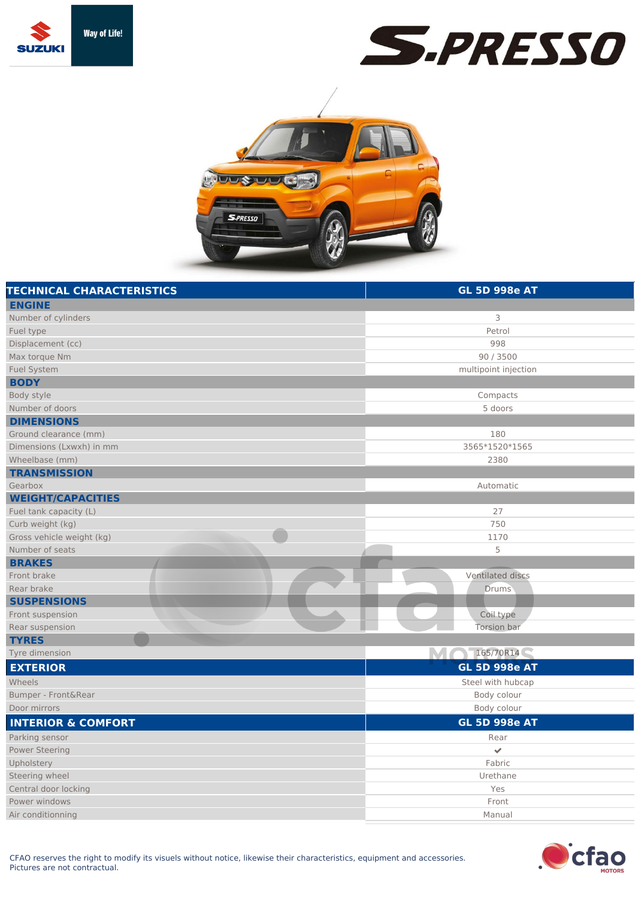# S-PRESSO

| TECHNICAL CHARACTERISTICS | GL 5D 998e AT |
|---|---|
| **ENGINE** | |
| Number of cylinders | 3 |
| Fuel type | Petrol |
| Displacement (cc) | 998 |
| Max torque Nm | 90 / 3500 |
| Fuel System | multipoint injection |
| **BODY** | |
| Body style | Compacts |
| Number of doors | 5 doors |
| **DIMENSIONS** | |
| Ground clearance (mm) | 180 |
| Dimensions (Lxwxh) in mm | 3565*1520*1565 |
| Wheelbase (mm) | 2380 |
| **TRANSMISSION** | |
| Gearbox | Automatic |
| **WEIGHT/CAPACITIES** | |
| Fuel tank capacity (L) | 27 |
| Curb weight (kg) | 750 |
| Gross vehicle weight (kg) | 1170 |
| Number of seats | 5 |
| **BRAKES** | |
| Front brake | Ventilated discs |
| Rear brake | Drums |
| **SUSPENSIONS** | |
| Front suspension | Coil type |
| Rear suspension | Torsion bar |
| **TYRES** | |
| Tyre dimension | 165/70R14 |

| EXTERIOR | GL 5D 998e AT |
|---|---|
| Wheels | Steel with hubcap |
| Bumper - Front&Rear | Body colour |
| Door mirrors | Body colour |

| INTERIOR & COMFORT | GL 5D 998e AT |
|---|---|
| Parking sensor | Rear |
| Power Steering | ✔ |
| Upholstery | Fabric |
| Steering wheel | Urethane |
| Central door locking | Yes |
| Power windows | Front |
| Air conditionning | Manual |

CFAO reserves the right to modify its visuels without notice, likewise their characteristics, equipment and accessories.
Pictures are not contractual.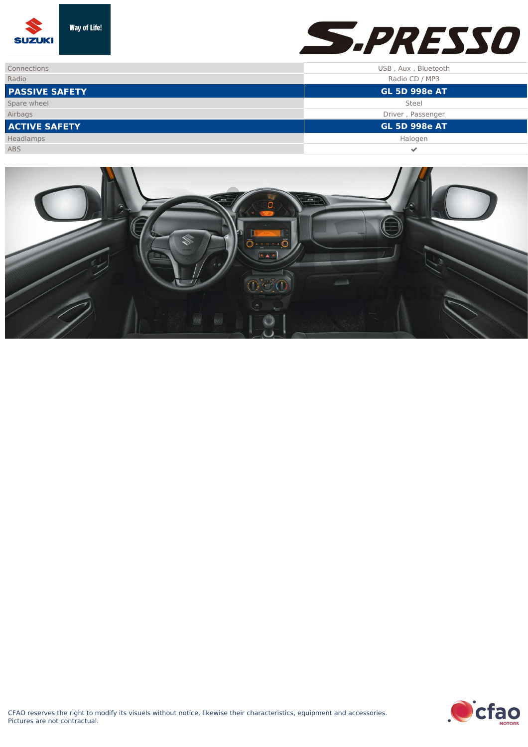| | |
|---|---|
| Connections | USB , Aux , Bluetooth |
| Radio | Radio CD / MP3 |
| **PASSIVE SAFETY** | **GL 5D 998e AT** |
| Spare wheel | Steel |
| Airbags | Driver , Passenger |
| **ACTIVE SAFETY** | **GL 5D 998e AT** |
| Headlamps | Halogen |
| ABS | ✔ |

CFAO reserves the right to modify its visuels without notice, likewise their characteristics, equipment and accessories.
Pictures are not contractual.